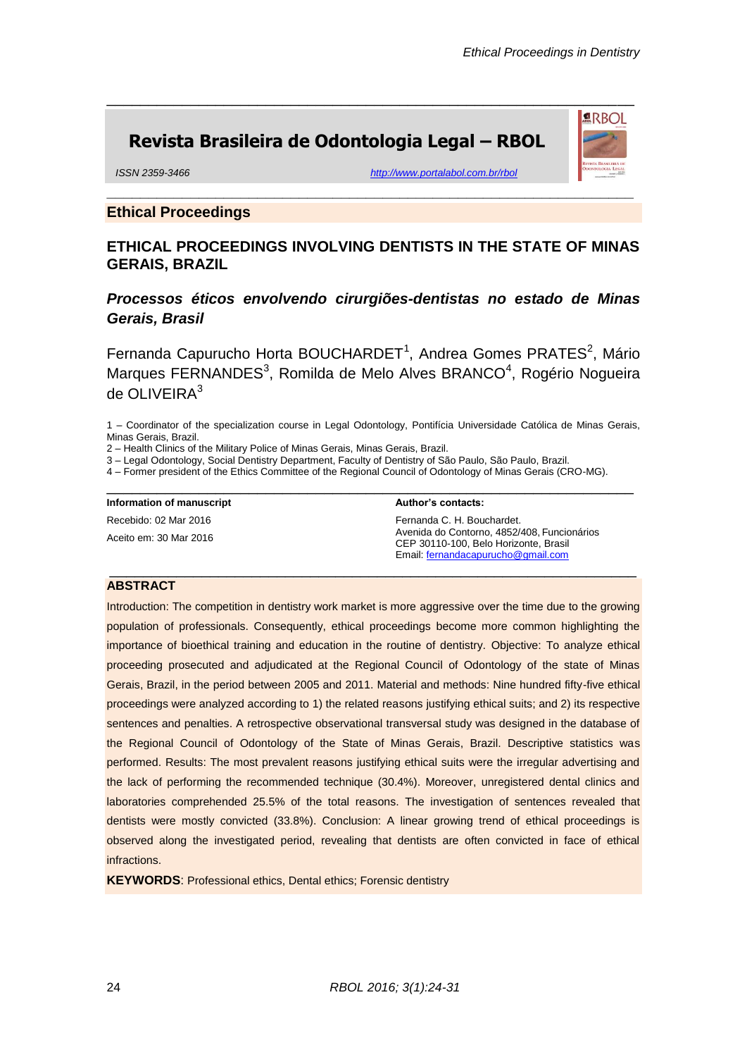# Revista Brasileira de Odontologia Legal – RBOL

ISSN 2359-3466 http://www.portalabol.com.br/rbol

## Ethical Proceedings

## ETHICAL PROCEEDINGS INVOLVING DENTISTS IN THE STATE OF MINAS GERAIS, BRAZIL

### *Processos éticos envolvendo cirurgiões-dentistas no estado de Minas Gerais, Brasil*

Fernanda Capurucho Horta BOUCHARDET[1], Andrea Gomes PRATES[2], Mário Marques FERNANDES[3], Romilda de Melo Alves BRANCO[4], Rogério Nogueira de OLIVEIRA[3]

1 – Coordinator of the specialization course in Legal Odontology, Pontifícia Universidade Católica de Minas Gerais, Minas Gerais, Brazil.
2 – Health Clinics of the Military Police of Minas Gerais, Minas Gerais, Brazil.
3 – Legal Odontology, Social Dentistry Department, Faculty of Dentistry of São Paulo, São Paulo, Brazil.
4 – Former president of the Ethics Committee of the Regional Council of Odontology of Minas Gerais (CRO-MG).

**Information of manuscript**

Recebido: 02 Mar 2016

Aceito em: 30 Mar 2016

**Author's contacts:**

Fernanda C. H. Bouchardet.
Avenida do Contorno, 4852/408, Funcionários
CEP 30110-100, Belo Horizonte, Brasil
Email: fernandacapurucho@gmail.com

## ABSTRACT

Introduction: The competition in dentistry work market is more aggressive over the time due to the growing population of professionals. Consequently, ethical proceedings become more common highlighting the importance of bioethical training and education in the routine of dentistry. Objective: To analyze ethical proceeding prosecuted and adjudicated at the Regional Council of Odontology of the state of Minas Gerais, Brazil, in the period between 2005 and 2011. Material and methods: Nine hundred fifty-five ethical proceedings were analyzed according to 1) the related reasons justifying ethical suits; and 2) its respective sentences and penalties. A retrospective observational transversal study was designed in the database of the Regional Council of Odontology of the State of Minas Gerais, Brazil. Descriptive statistics was performed. Results: The most prevalent reasons justifying ethical suits were the irregular advertising and the lack of performing the recommended technique (30.4%). Moreover, unregistered dental clinics and laboratories comprehended 25.5% of the total reasons. The investigation of sentences revealed that dentists were mostly convicted (33.8%). Conclusion: A linear growing trend of ethical proceedings is observed along the investigated period, revealing that dentists are often convicted in face of ethical infractions.

**KEYWORDS**: Professional ethics, Dental ethics; Forensic dentistry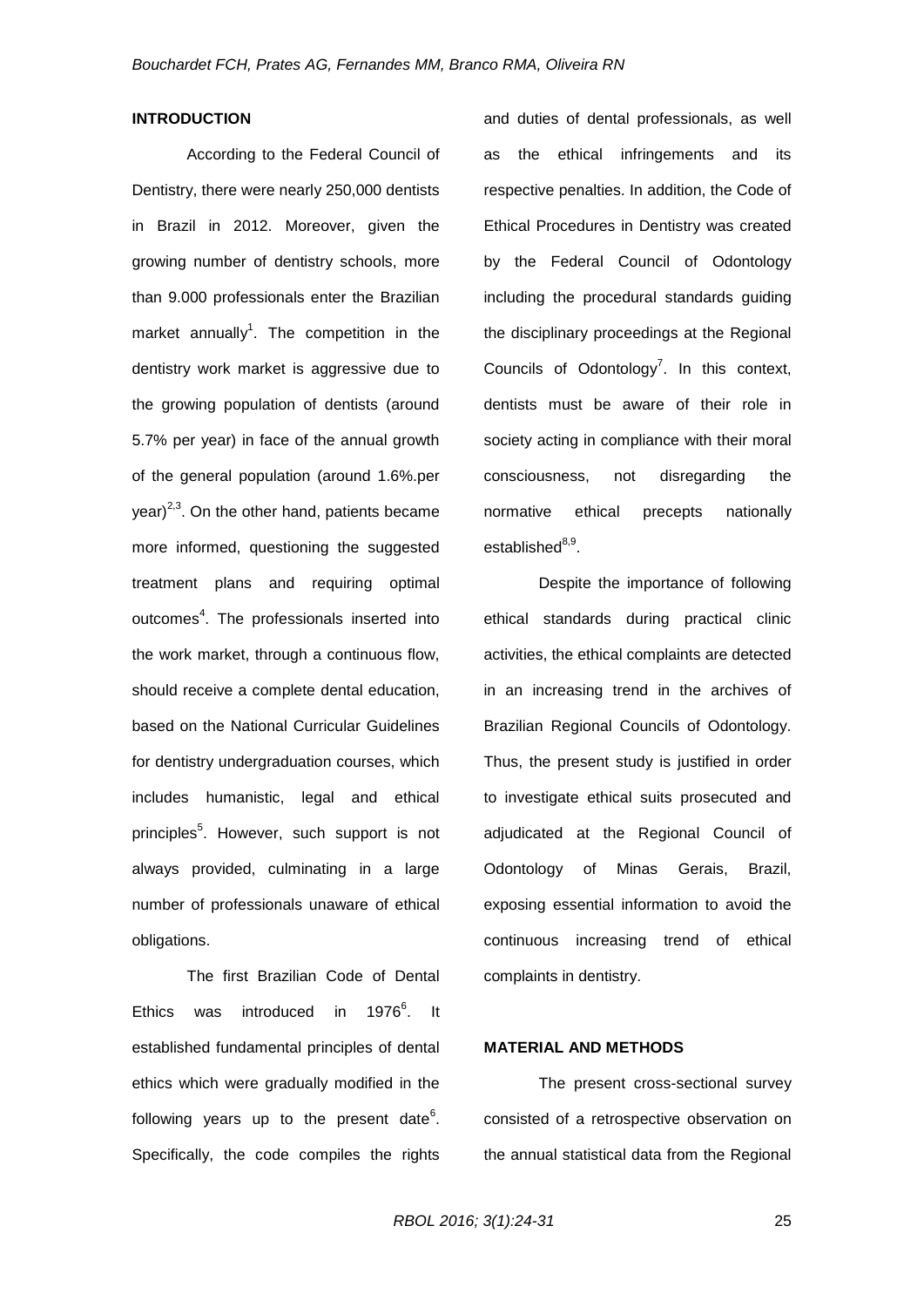## INTRODUCTION

According to the Federal Council of Dentistry, there were nearly 250,000 dentists in Brazil in 2012. Moreover, given the growing number of dentistry schools, more than 9.000 professionals enter the Brazilian market annually[1]. The competition in the dentistry work market is aggressive due to the growing population of dentists (around 5.7% per year) in face of the annual growth of the general population (around 1.6%.per year)[2,3]. On the other hand, patients became more informed, questioning the suggested treatment plans and requiring optimal outcomes[4]. The professionals inserted into the work market, through a continuous flow, should receive a complete dental education, based on the National Curricular Guidelines for dentistry undergraduation courses, which includes humanistic, legal and ethical principles[5]. However, such support is not always provided, culminating in a large number of professionals unaware of ethical obligations.

The first Brazilian Code of Dental Ethics was introduced in 1976[6]. It established fundamental principles of dental ethics which were gradually modified in the following years up to the present date[6]. Specifically, the code compiles the rights and duties of dental professionals, as well as the ethical infringements and its respective penalties. In addition, the Code of Ethical Procedures in Dentistry was created by the Federal Council of Odontology including the procedural standards guiding the disciplinary proceedings at the Regional Councils of Odontology[7]. In this context, dentists must be aware of their role in society acting in compliance with their moral consciousness, not disregarding the normative ethical precepts nationally established[8,9].

Despite the importance of following ethical standards during practical clinic activities, the ethical complaints are detected in an increasing trend in the archives of Brazilian Regional Councils of Odontology. Thus, the present study is justified in order to investigate ethical suits prosecuted and adjudicated at the Regional Council of Odontology of Minas Gerais, Brazil, exposing essential information to avoid the continuous increasing trend of ethical complaints in dentistry.

## MATERIAL AND METHODS

The present cross-sectional survey consisted of a retrospective observation on the annual statistical data from the Regional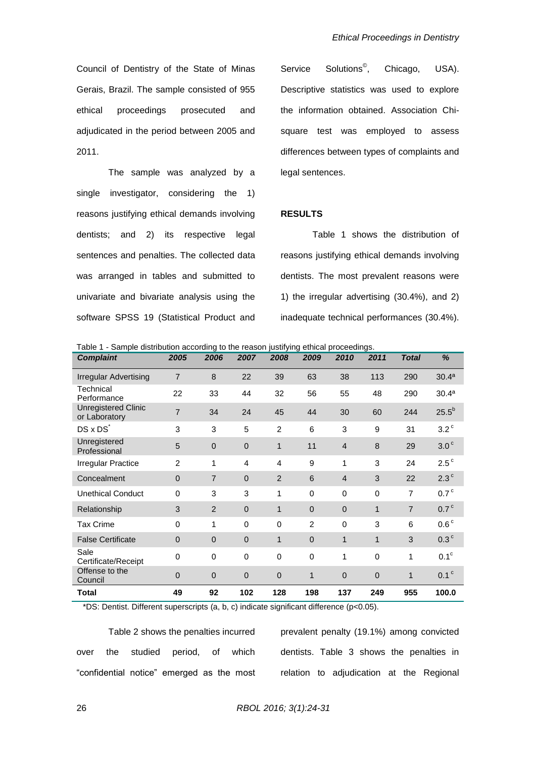Council of Dentistry of the State of Minas Gerais, Brazil. The sample consisted of 955 ethical proceedings prosecuted and adjudicated in the period between 2005 and 2011.

The sample was analyzed by a single investigator, considering the 1) reasons justifying ethical demands involving dentists; and 2) its respective legal sentences and penalties. The collected data was arranged in tables and submitted to univariate and bivariate analysis using the software SPSS 19 (Statistical Product and Service Solutions©, Chicago, USA). Descriptive statistics was used to explore the information obtained. Association Chi-square test was employed to assess differences between types of complaints and legal sentences.

## RESULTS

Table 1 shows the distribution of reasons justifying ethical demands involving dentists. The most prevalent reasons were 1) the irregular advertising (30.4%), and 2) inadequate technical performances (30.4%).

Table 1 - Sample distribution according to the reason justifying ethical proceedings.

| *Complaint* | *2005* | *2006* | *2007* | *2008* | *2009* | *2010* | *2011* | *Total* | *%* |
|---|---|---|---|---|---|---|---|---|---|
| Irregular Advertising | 7 | 8 | 22 | 39 | 63 | 38 | 113 | 290 | 30.4[a] |
| Technical Performance | 22 | 33 | 44 | 32 | 56 | 55 | 48 | 290 | 30.4[a] |
| Unregistered Clinic or Laboratory | 7 | 34 | 24 | 45 | 44 | 30 | 60 | 244 | 25.5[b] |
| DS x DS* | 3 | 3 | 5 | 2 | 6 | 3 | 9 | 31 | 3.2[c] |
| Unregistered Professional | 5 | 0 | 0 | 1 | 11 | 4 | 8 | 29 | 3.0[c] |
| Irregular Practice | 2 | 1 | 4 | 4 | 9 | 1 | 3 | 24 | 2.5[c] |
| Concealment | 0 | 7 | 0 | 2 | 6 | 4 | 3 | 22 | 2.3[c] |
| Unethical Conduct | 0 | 3 | 3 | 1 | 0 | 0 | 0 | 7 | 0.7[c] |
| Relationship | 3 | 2 | 0 | 1 | 0 | 0 | 1 | 7 | 0.7[c] |
| Tax Crime | 0 | 1 | 0 | 0 | 2 | 0 | 3 | 6 | 0.6[c] |
| False Certificate | 0 | 0 | 0 | 1 | 0 | 1 | 1 | 3 | 0.3[c] |
| Sale Certificate/Receipt | 0 | 0 | 0 | 0 | 0 | 1 | 0 | 1 | 0.1[c] |
| Offense to the Council | 0 | 0 | 0 | 0 | 1 | 0 | 0 | 1 | 0.1[c] |
| **Total** | **49** | **92** | **102** | **128** | **198** | **137** | **249** | **955** | **100.0** |

*DS: Dentist. Different superscripts (a, b, c) indicate significant difference ($p<0.05$).

Table 2 shows the penalties incurred over the studied period, of which "confidential notice" emerged as the most prevalent penalty (19.1%) among convicted dentists. Table 3 shows the penalties in relation to adjudication at the Regional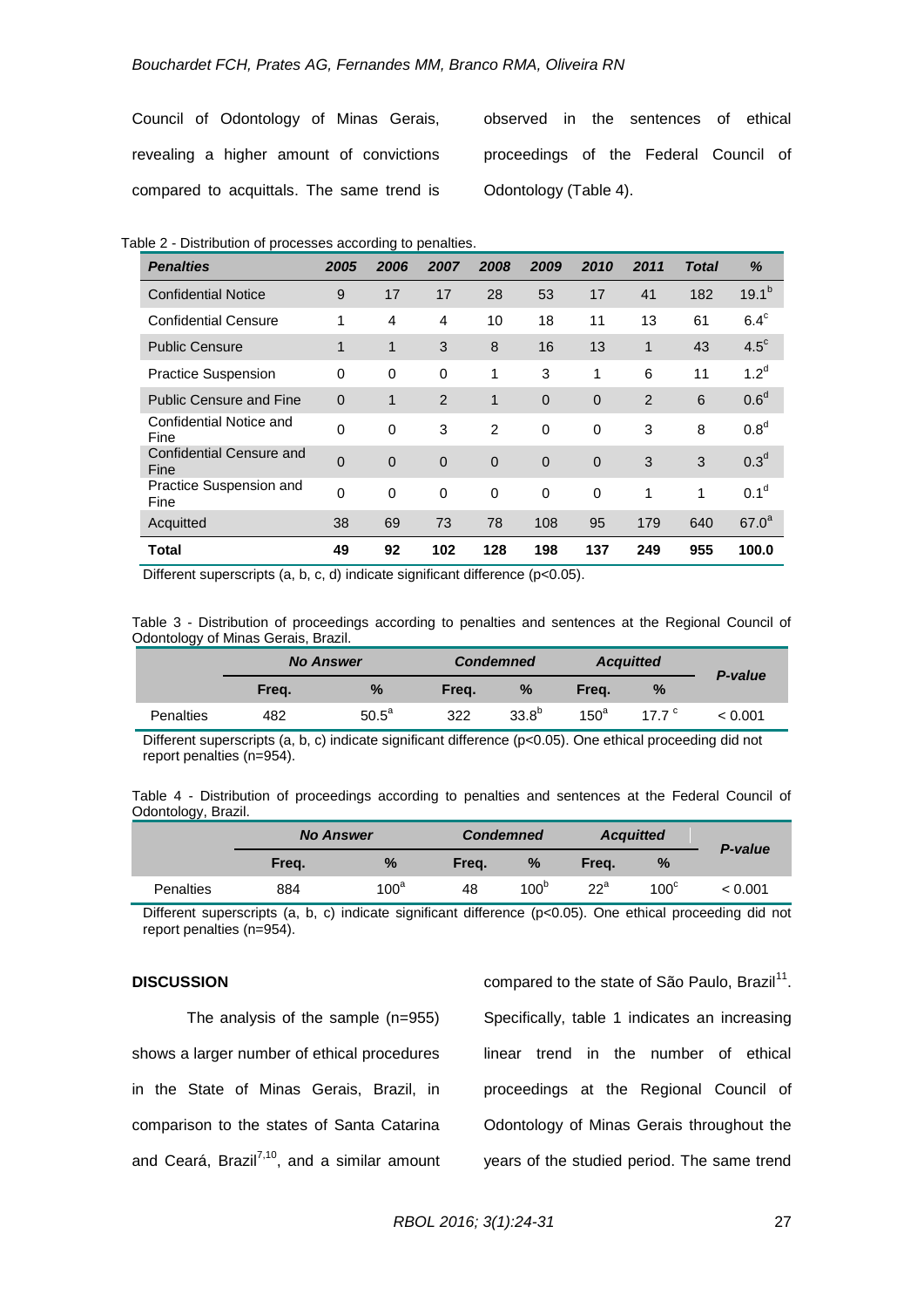Council of Odontology of Minas Gerais, revealing a higher amount of convictions compared to acquittals. The same trend is observed in the sentences of ethical proceedings of the Federal Council of Odontology (Table 4).

Table 2 - Distribution of processes according to penalties.

| *Penalties* | *2005* | *2006* | *2007* | *2008* | *2009* | *2010* | *2011* | *Total* | *%* |
|---|---|---|---|---|---|---|---|---|---|
| Confidential Notice | 9 | 17 | 17 | 28 | 53 | 17 | 41 | 182 | 19.1[b] |
| Confidential Censure | 1 | 4 | 4 | 10 | 18 | 11 | 13 | 61 | 6.4[c] |
| Public Censure | 1 | 1 | 3 | 8 | 16 | 13 | 1 | 43 | 4.5[c] |
| Practice Suspension | 0 | 0 | 0 | 1 | 3 | 1 | 6 | 11 | 1.2[d] |
| Public Censure and Fine | 0 | 1 | 2 | 1 | 0 | 0 | 2 | 6 | 0.6[d] |
| Confidential Notice and Fine | 0 | 0 | 3 | 2 | 0 | 0 | 3 | 8 | 0.8[d] |
| Confidential Censure and Fine | 0 | 0 | 0 | 0 | 0 | 0 | 3 | 3 | 0.3[d] |
| Practice Suspension and Fine | 0 | 0 | 0 | 0 | 0 | 0 | 1 | 1 | 0.1[d] |
| Acquitted | 38 | 69 | 73 | 78 | 108 | 95 | 179 | 640 | 67.0[a] |
| **Total** | **49** | **92** | **102** | **128** | **198** | **137** | **249** | **955** | **100.0** |

Different superscripts (a, b, c, d) indicate significant difference (p<0.05).

Table 3 - Distribution of proceedings according to penalties and sentences at the Regional Council of Odontology of Minas Gerais, Brazil.

| | *No Answer* | | *Condemned* | | *Acquitted* | | *P-value* |
|---|---|---|---|---|---|---|---|
| | Freq. | % | Freq. | % | Freq. | % | |
| Penalties | 482 | 50.5[a] | 322 | 33.8[b] | 150[a] | 17.7[c] | < 0.001 |

Different superscripts (a, b, c) indicate significant difference (p<0.05). One ethical proceeding did not report penalties (n=954).

Table 4 - Distribution of proceedings according to penalties and sentences at the Federal Council of Odontology, Brazil.

| | *No Answer* | | *Condemned* | | *Acquitted* | | *P-value* |
|---|---|---|---|---|---|---|---|
| | Freq. | % | Freq. | % | Freq. | % | |
| Penalties | 884 | 100[a] | 48 | 100[b] | 22[a] | 100[c] | < 0.001 |

Different superscripts (a, b, c) indicate significant difference (p<0.05). One ethical proceeding did not report penalties (n=954).

## DISCUSSION

The analysis of the sample (n=955) shows a larger number of ethical procedures in the State of Minas Gerais, Brazil, in comparison to the states of Santa Catarina and Ceará, Brazil[7,10], and a similar amount compared to the state of São Paulo, Brazil[11]. Specifically, table 1 indicates an increasing linear trend in the number of ethical proceedings at the Regional Council of Odontology of Minas Gerais throughout the years of the studied period. The same trend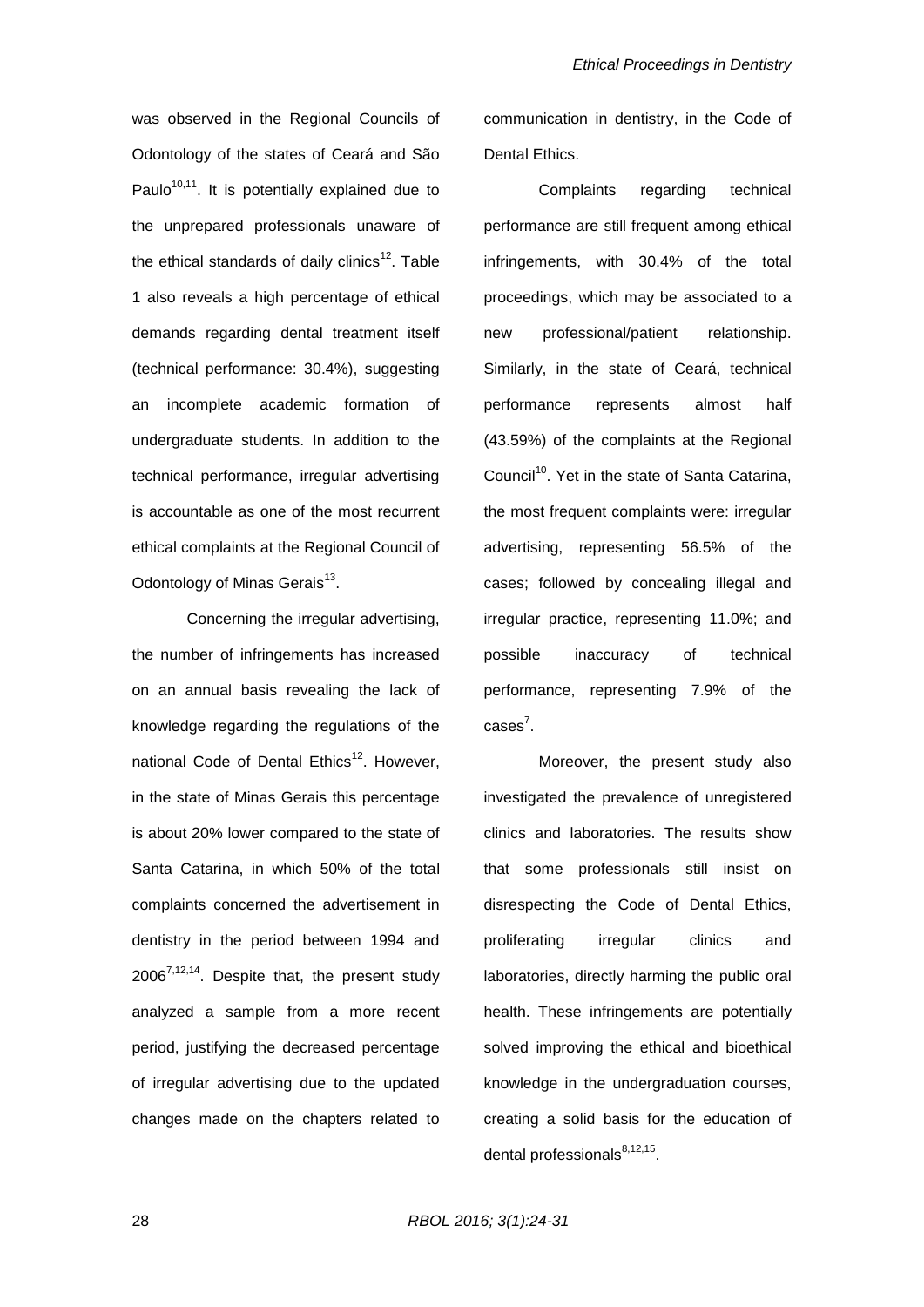was observed in the Regional Councils of Odontology of the states of Ceará and São Paulo[10,11]. It is potentially explained due to the unprepared professionals unaware of the ethical standards of daily clinics[12]. Table 1 also reveals a high percentage of ethical demands regarding dental treatment itself (technical performance: 30.4%), suggesting an incomplete academic formation of undergraduate students. In addition to the technical performance, irregular advertising is accountable as one of the most recurrent ethical complaints at the Regional Council of Odontology of Minas Gerais[13].

Concerning the irregular advertising, the number of infringements has increased on an annual basis revealing the lack of knowledge regarding the regulations of the national Code of Dental Ethics[12]. However, in the state of Minas Gerais this percentage is about 20% lower compared to the state of Santa Catarina, in which 50% of the total complaints concerned the advertisement in dentistry in the period between 1994 and 2006[7,12,14]. Despite that, the present study analyzed a sample from a more recent period, justifying the decreased percentage of irregular advertising due to the updated changes made on the chapters related to communication in dentistry, in the Code of Dental Ethics.

Complaints regarding technical performance are still frequent among ethical infringements, with 30.4% of the total proceedings, which may be associated to a new professional/patient relationship. Similarly, in the state of Ceará, technical performance represents almost half (43.59%) of the complaints at the Regional Council[10]. Yet in the state of Santa Catarina, the most frequent complaints were: irregular advertising, representing 56.5% of the cases; followed by concealing illegal and irregular practice, representing 11.0%; and possible inaccuracy of technical performance, representing 7.9% of the cases[7].

Moreover, the present study also investigated the prevalence of unregistered clinics and laboratories. The results show that some professionals still insist on disrespecting the Code of Dental Ethics, proliferating irregular clinics and laboratories, directly harming the public oral health. These infringements are potentially solved improving the ethical and bioethical knowledge in the undergraduation courses, creating a solid basis for the education of dental professionals[8,12,15].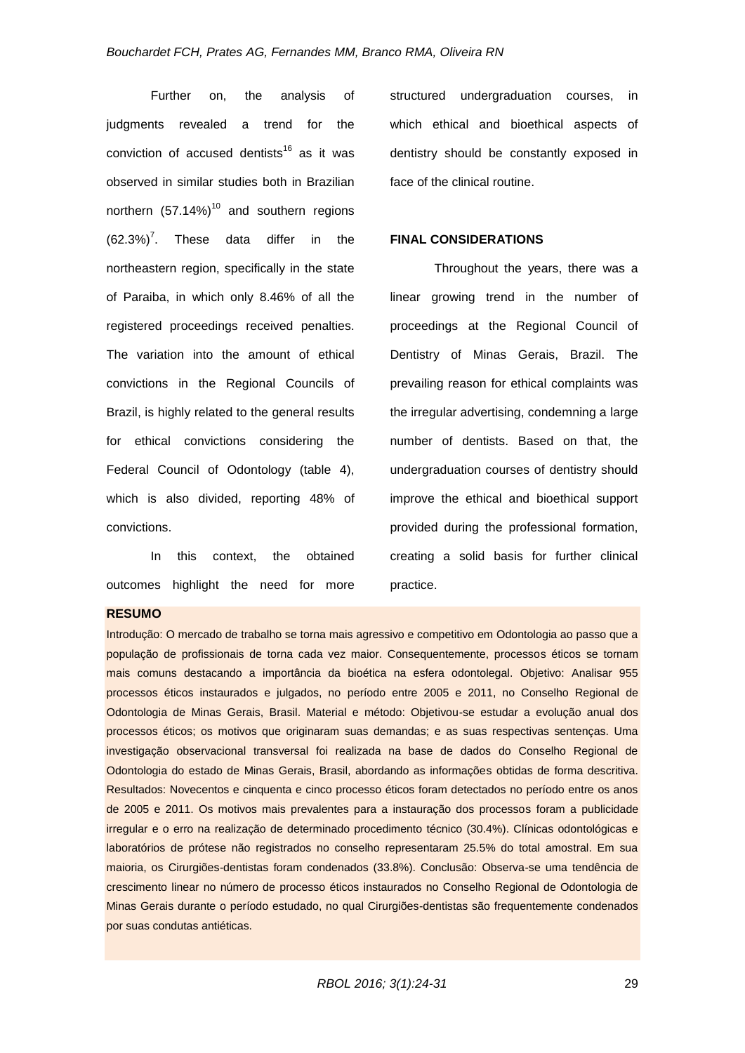Further on, the analysis of judgments revealed a trend for the conviction of accused dentists[16] as it was observed in similar studies both in Brazilian northern (57.14%)[10] and southern regions (62.3%)[7]. These data differ in the northeastern region, specifically in the state of Paraiba, in which only 8.46% of all the registered proceedings received penalties. The variation into the amount of ethical convictions in the Regional Councils of Brazil, is highly related to the general results for ethical convictions considering the Federal Council of Odontology (table 4), which is also divided, reporting 48% of convictions.

In this context, the obtained outcomes highlight the need for more structured undergraduation courses, in which ethical and bioethical aspects of dentistry should be constantly exposed in face of the clinical routine.

## FINAL CONSIDERATIONS

Throughout the years, there was a linear growing trend in the number of proceedings at the Regional Council of Dentistry of Minas Gerais, Brazil. The prevailing reason for ethical complaints was the irregular advertising, condemning a large number of dentists. Based on that, the undergraduation courses of dentistry should improve the ethical and bioethical support provided during the professional formation, creating a solid basis for further clinical practice.

## RESUMO

Introdução: O mercado de trabalho se torna mais agressivo e competitivo em Odontologia ao passo que a população de profissionais de torna cada vez maior. Consequentemente, processos éticos se tornam mais comuns destacando a importância da bioética na esfera odontolegal. Objetivo: Analisar 955 processos éticos instaurados e julgados, no período entre 2005 e 2011, no Conselho Regional de Odontologia de Minas Gerais, Brasil. Material e método: Objetivou-se estudar a evolução anual dos processos éticos; os motivos que originaram suas demandas; e as suas respectivas sentenças. Uma investigação observacional transversal foi realizada na base de dados do Conselho Regional de Odontologia do estado de Minas Gerais, Brasil, abordando as informações obtidas de forma descritiva. Resultados: Novecentos e cinquenta e cinco processo éticos foram detectados no período entre os anos de 2005 e 2011. Os motivos mais prevalentes para a instauração dos processos foram a publicidade irregular e o erro na realização de determinado procedimento técnico (30.4%). Clínicas odontológicas e laboratórios de prótese não registrados no conselho representaram 25.5% do total amostral. Em sua maioria, os Cirurgiões-dentistas foram condenados (33.8%). Conclusão: Observa-se uma tendência de crescimento linear no número de processo éticos instaurados no Conselho Regional de Odontologia de Minas Gerais durante o período estudado, no qual Cirurgiões-dentistas são frequentemente condenados por suas condutas antiéticas.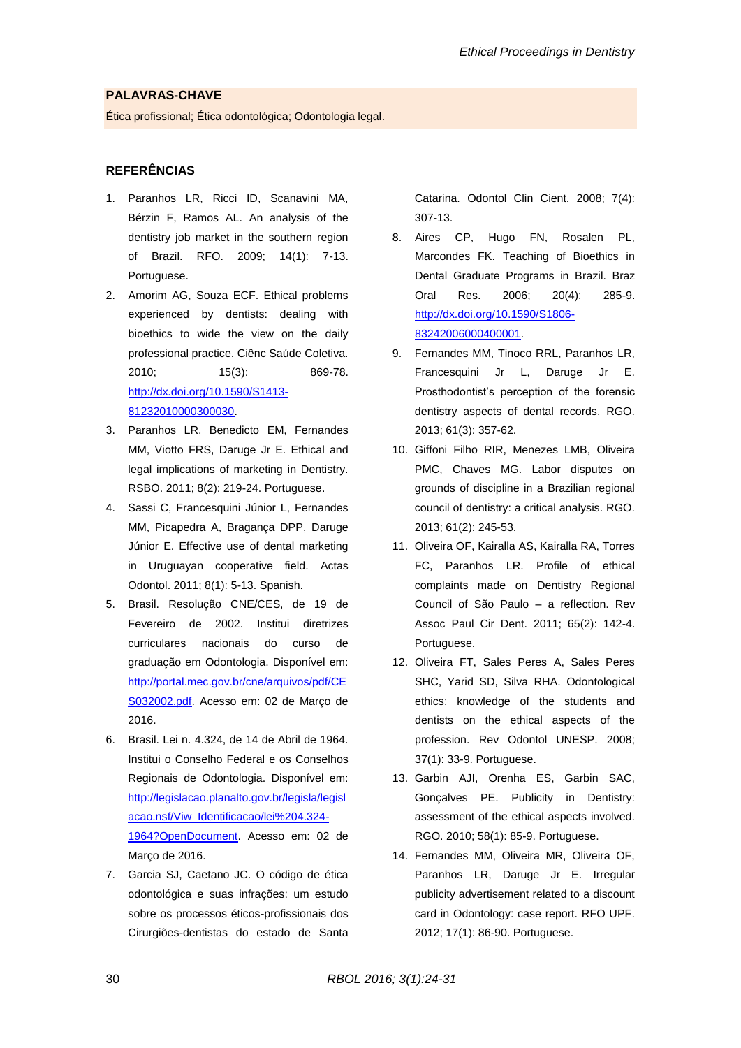**PALAVRAS-CHAVE**

Ética profissional; Ética odontológica; Odontologia legal.

**REFERÊNCIAS**

1. Paranhos LR, Ricci ID, Scanavini MA, Bérzin F, Ramos AL. An analysis of the dentistry job market in the southern region of Brazil. RFO. 2009; 14(1): 7-13. Portuguese.
2. Amorim AG, Souza ECF. Ethical problems experienced by dentists: dealing with bioethics to wide the view on the daily professional practice. Ciênc Saúde Coletiva. 2010; 15(3): 869-78. http://dx.doi.org/10.1590/S1413-81232010000300030.
3. Paranhos LR, Benedicto EM, Fernandes MM, Viotto FRS, Daruge Jr E. Ethical and legal implications of marketing in Dentistry. RSBO. 2011; 8(2): 219-24. Portuguese.
4. Sassi C, Francesquini Júnior L, Fernandes MM, Picapedra A, Bragança DPP, Daruge Júnior E. Effective use of dental marketing in Uruguayan cooperative field. Actas Odontol. 2011; 8(1): 5-13. Spanish.
5. Brasil. Resolução CNE/CES, de 19 de Fevereiro de 2002. Institui diretrizes curriculares nacionais do curso de graduação em Odontologia. Disponível em: http://portal.mec.gov.br/cne/arquivos/pdf/CES032002.pdf. Acesso em: 02 de Março de 2016.
6. Brasil. Lei n. 4.324, de 14 de Abril de 1964. Institui o Conselho Federal e os Conselhos Regionais de Odontologia. Disponível em: http://legislacao.planalto.gov.br/legisla/legislacao.nsf/Viw_Identificacao/lei%204.324-1964?OpenDocument. Acesso em: 02 de Março de 2016.
7. Garcia SJ, Caetano JC. O código de ética odontológica e suas infrações: um estudo sobre os processos éticos-profissionais dos Cirurgiões-dentistas do estado de Santa Catarina. Odontol Clin Cient. 2008; 7(4): 307-13.
8. Aires CP, Hugo FN, Rosalen PL, Marcondes FK. Teaching of Bioethics in Dental Graduate Programs in Brazil. Braz Oral Res. 2006; 20(4): 285-9. http://dx.doi.org/10.1590/S1806-83242006000400001.
9. Fernandes MM, Tinoco RRL, Paranhos LR, Francesquini Jr L, Daruge Jr E. Prosthodontist's perception of the forensic dentistry aspects of dental records. RGO. 2013; 61(3): 357-62.
10. Giffoni Filho RIR, Menezes LMB, Oliveira PMC, Chaves MG. Labor disputes on grounds of discipline in a Brazilian regional council of dentistry: a critical analysis. RGO. 2013; 61(2): 245-53.
11. Oliveira OF, Kairalla AS, Kairalla RA, Torres FC, Paranhos LR. Profile of ethical complaints made on Dentistry Regional Council of São Paulo – a reflection. Rev Assoc Paul Cir Dent. 2011; 65(2): 142-4. Portuguese.
12. Oliveira FT, Sales Peres A, Sales Peres SHC, Yarid SD, Silva RHA. Odontological ethics: knowledge of the students and dentists on the ethical aspects of the profession. Rev Odontol UNESP. 2008; 37(1): 33-9. Portuguese.
13. Garbin AJI, Orenha ES, Garbin SAC, Gonçalves PE. Publicity in Dentistry: assessment of the ethical aspects involved. RGO. 2010; 58(1): 85-9. Portuguese.
14. Fernandes MM, Oliveira MR, Oliveira OF, Paranhos LR, Daruge Jr E. Irregular publicity advertisement related to a discount card in Odontology: case report. RFO UPF. 2012; 17(1): 86-90. Portuguese.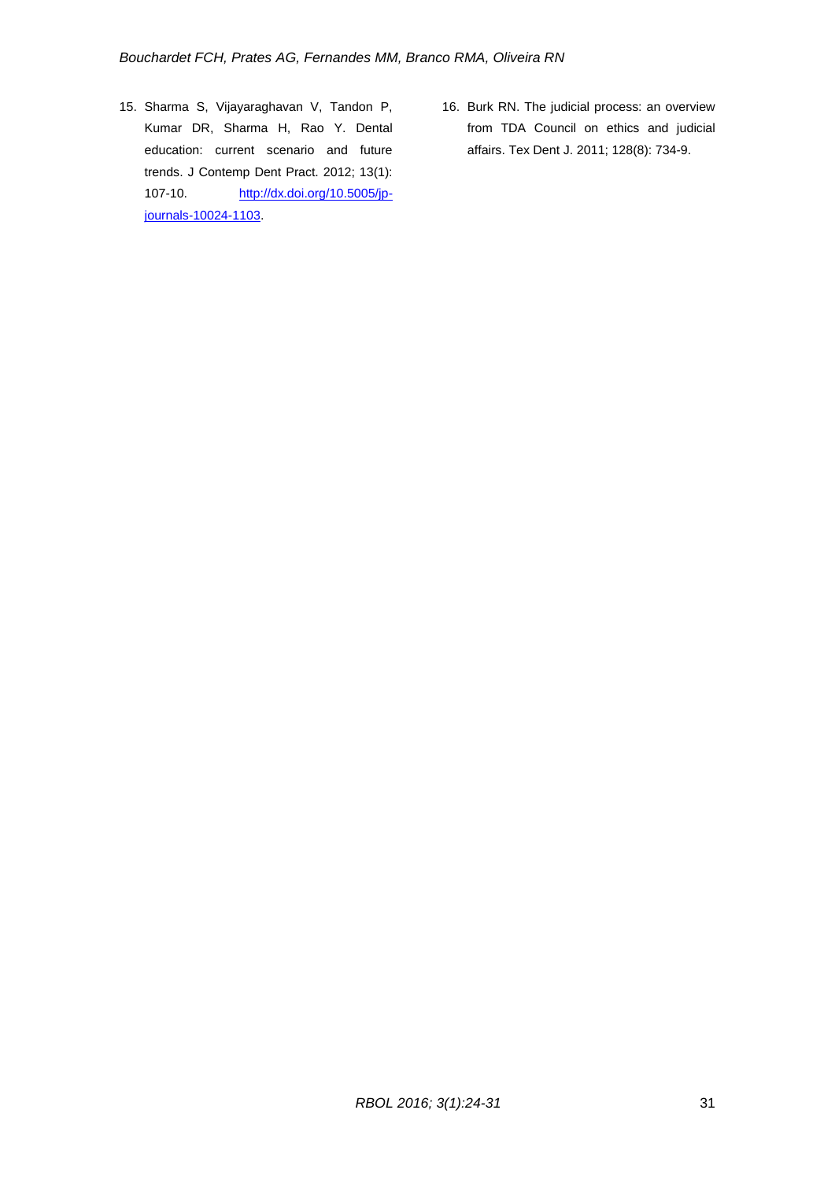15. Sharma S, Vijayaraghavan V, Tandon P, Kumar DR, Sharma H, Rao Y. Dental education: current scenario and future trends. J Contemp Dent Pract. 2012; 13(1): 107-10. http://dx.doi.org/10.5005/jp-journals-10024-1103.

16. Burk RN. The judicial process: an overview from TDA Council on ethics and judicial affairs. Tex Dent J. 2011; 128(8): 734-9.